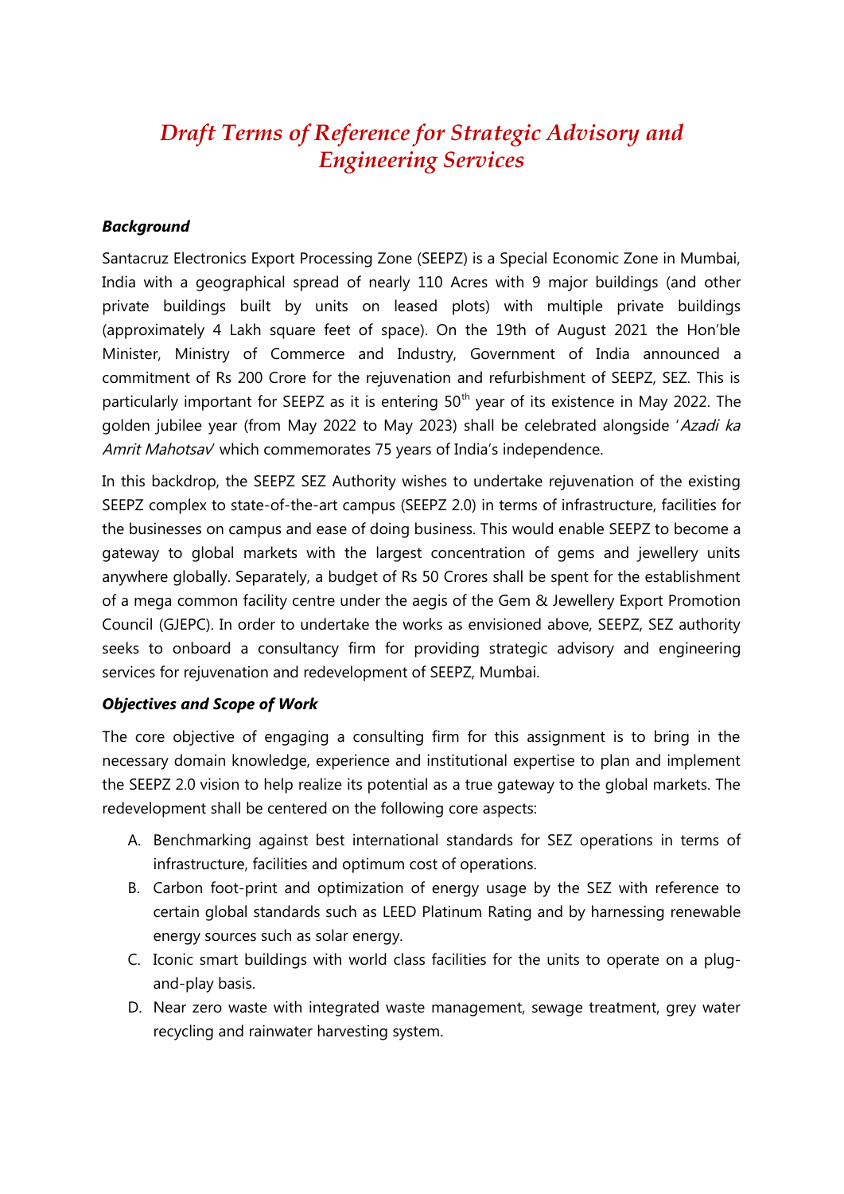# *Draft Terms of Reference for Strategic Advisory and Engineering Services*

***Background***

Santacruz Electronics Export Processing Zone (SEEPZ) is a Special Economic Zone in Mumbai, India with a geographical spread of nearly 110 Acres with 9 major buildings (and other private buildings built by units on leased plots) with multiple private buildings (approximately 4 Lakh square feet of space). On the 19th of August 2021 the Hon'ble Minister, Ministry of Commerce and Industry, Government of India announced a commitment of Rs 200 Crore for the rejuvenation and refurbishment of SEEPZ, SEZ. This is particularly important for SEEPZ as it is entering 50th year of its existence in May 2022. The golden jubilee year (from May 2022 to May 2023) shall be celebrated alongside '*Azadi ka Amrit Mahotsav*' which commemorates 75 years of India's independence.

In this backdrop, the SEEPZ SEZ Authority wishes to undertake rejuvenation of the existing SEEPZ complex to state-of-the-art campus (SEEPZ 2.0) in terms of infrastructure, facilities for the businesses on campus and ease of doing business. This would enable SEEPZ to become a gateway to global markets with the largest concentration of gems and jewellery units anywhere globally. Separately, a budget of Rs 50 Crores shall be spent for the establishment of a mega common facility centre under the aegis of the Gem & Jewellery Export Promotion Council (GJEPC). In order to undertake the works as envisioned above, SEEPZ, SEZ authority seeks to onboard a consultancy firm for providing strategic advisory and engineering services for rejuvenation and redevelopment of SEEPZ, Mumbai.

***Objectives and Scope of Work***

The core objective of engaging a consulting firm for this assignment is to bring in the necessary domain knowledge, experience and institutional expertise to plan and implement the SEEPZ 2.0 vision to help realize its potential as a true gateway to the global markets. The redevelopment shall be centered on the following core aspects:

A. Benchmarking against best international standards for SEZ operations in terms of infrastructure, facilities and optimum cost of operations.
B. Carbon foot-print and optimization of energy usage by the SEZ with reference to certain global standards such as LEED Platinum Rating and by harnessing renewable energy sources such as solar energy.
C. Iconic smart buildings with world class facilities for the units to operate on a plug-and-play basis.
D. Near zero waste with integrated waste management, sewage treatment, grey water recycling and rainwater harvesting system.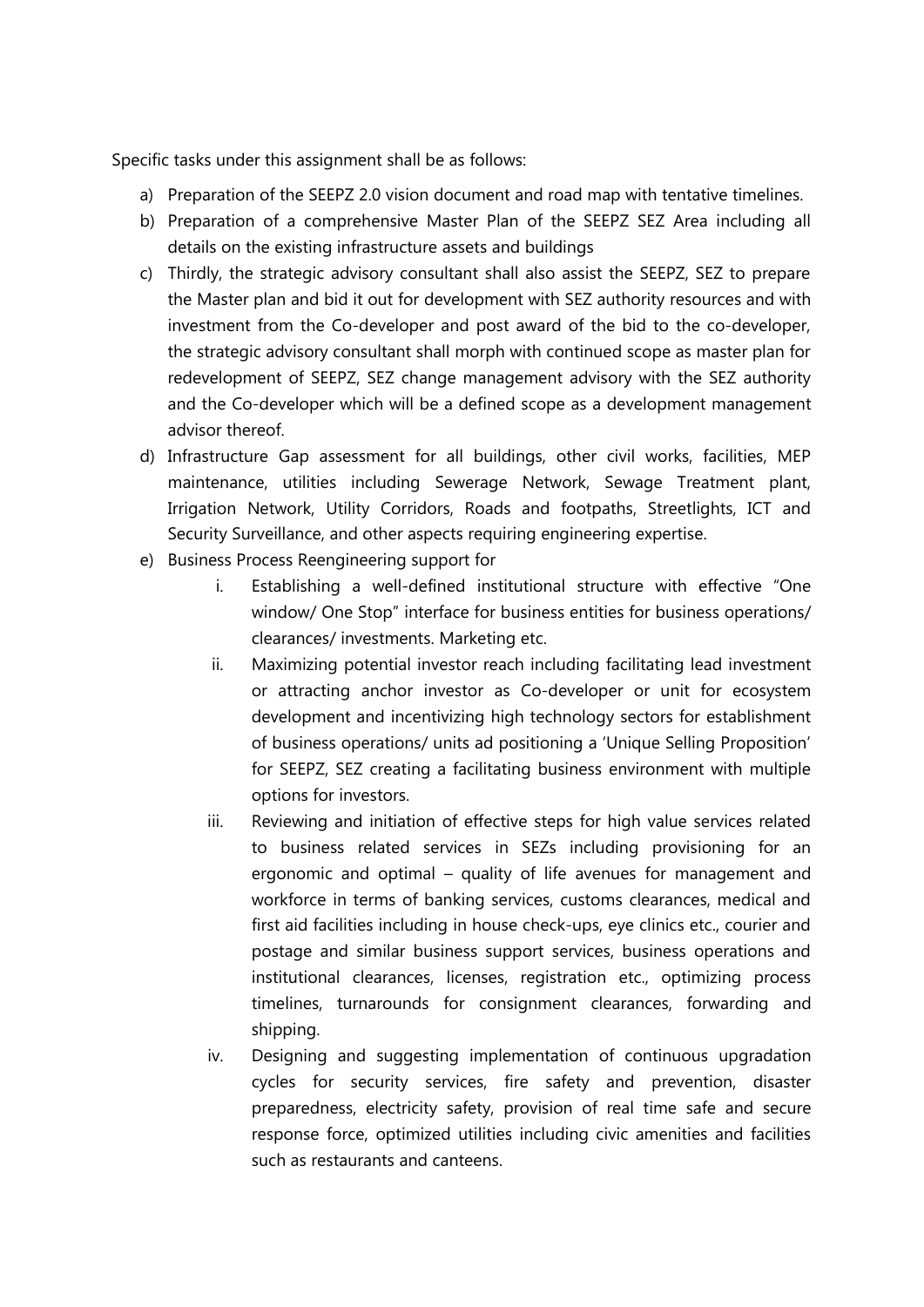Specific tasks under this assignment shall be as follows:

a) Preparation of the SEEPZ 2.0 vision document and road map with tentative timelines.
b) Preparation of a comprehensive Master Plan of the SEEPZ SEZ Area including all details on the existing infrastructure assets and buildings
c) Thirdly, the strategic advisory consultant shall also assist the SEEPZ, SEZ to prepare the Master plan and bid it out for development with SEZ authority resources and with investment from the Co-developer and post award of the bid to the co-developer, the strategic advisory consultant shall morph with continued scope as master plan for redevelopment of SEEPZ, SEZ change management advisory with the SEZ authority and the Co-developer which will be a defined scope as a development management advisor thereof.
d) Infrastructure Gap assessment for all buildings, other civil works, facilities, MEP maintenance, utilities including Sewerage Network, Sewage Treatment plant, Irrigation Network, Utility Corridors, Roads and footpaths, Streetlights, ICT and Security Surveillance, and other aspects requiring engineering expertise.
e) Business Process Reengineering support for
    i. Establishing a well-defined institutional structure with effective "One window/ One Stop" interface for business entities for business operations/ clearances/ investments. Marketing etc.
    ii. Maximizing potential investor reach including facilitating lead investment or attracting anchor investor as Co-developer or unit for ecosystem development and incentivizing high technology sectors for establishment of business operations/ units ad positioning a 'Unique Selling Proposition' for SEEPZ, SEZ creating a facilitating business environment with multiple options for investors.
    iii. Reviewing and initiation of effective steps for high value services related to business related services in SEZs including provisioning for an ergonomic and optimal – quality of life avenues for management and workforce in terms of banking services, customs clearances, medical and first aid facilities including in house check-ups, eye clinics etc., courier and postage and similar business support services, business operations and institutional clearances, licenses, registration etc., optimizing process timelines, turnarounds for consignment clearances, forwarding and shipping.
    iv. Designing and suggesting implementation of continuous upgradation cycles for security services, fire safety and prevention, disaster preparedness, electricity safety, provision of real time safe and secure response force, optimized utilities including civic amenities and facilities such as restaurants and canteens.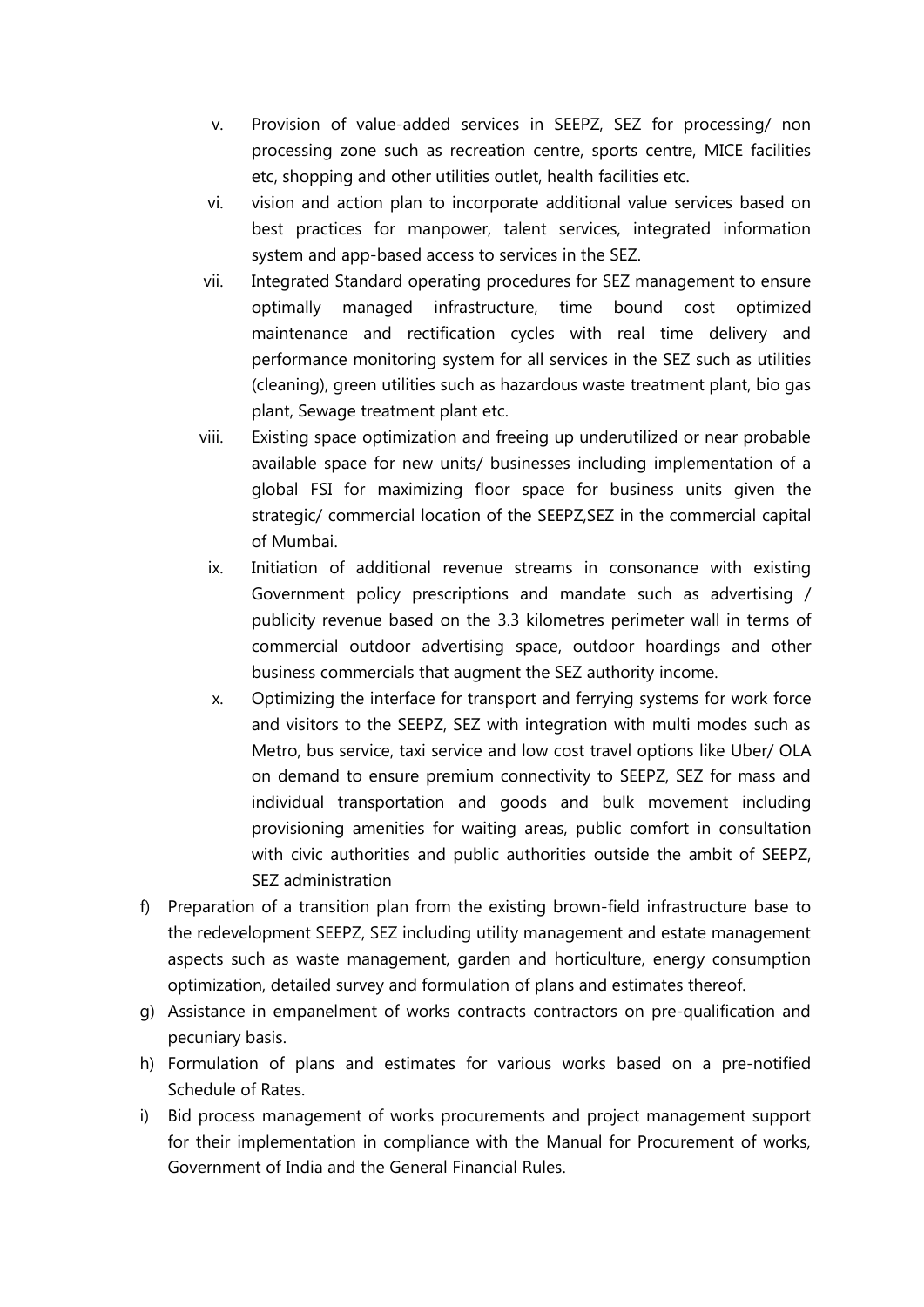v. Provision of value-added services in SEEPZ, SEZ for processing/ non processing zone such as recreation centre, sports centre, MICE facilities etc, shopping and other utilities outlet, health facilities etc.

vi. vision and action plan to incorporate additional value services based on best practices for manpower, talent services, integrated information system and app-based access to services in the SEZ.

vii. Integrated Standard operating procedures for SEZ management to ensure optimally managed infrastructure, time bound cost optimized maintenance and rectification cycles with real time delivery and performance monitoring system for all services in the SEZ such as utilities (cleaning), green utilities such as hazardous waste treatment plant, bio gas plant, Sewage treatment plant etc.

viii. Existing space optimization and freeing up underutilized or near probable available space for new units/ businesses including implementation of a global FSI for maximizing floor space for business units given the strategic/ commercial location of the SEEPZ,SEZ in the commercial capital of Mumbai.

ix. Initiation of additional revenue streams in consonance with existing Government policy prescriptions and mandate such as advertising / publicity revenue based on the 3.3 kilometres perimeter wall in terms of commercial outdoor advertising space, outdoor hoardings and other business commercials that augment the SEZ authority income.

x. Optimizing the interface for transport and ferrying systems for work force and visitors to the SEEPZ, SEZ with integration with multi modes such as Metro, bus service, taxi service and low cost travel options like Uber/ OLA on demand to ensure premium connectivity to SEEPZ, SEZ for mass and individual transportation and goods and bulk movement including provisioning amenities for waiting areas, public comfort in consultation with civic authorities and public authorities outside the ambit of SEEPZ, SEZ administration

f) Preparation of a transition plan from the existing brown-field infrastructure base to the redevelopment SEEPZ, SEZ including utility management and estate management aspects such as waste management, garden and horticulture, energy consumption optimization, detailed survey and formulation of plans and estimates thereof.

g) Assistance in empanelment of works contracts contractors on pre-qualification and pecuniary basis.

h) Formulation of plans and estimates for various works based on a pre-notified Schedule of Rates.

i) Bid process management of works procurements and project management support for their implementation in compliance with the Manual for Procurement of works, Government of India and the General Financial Rules.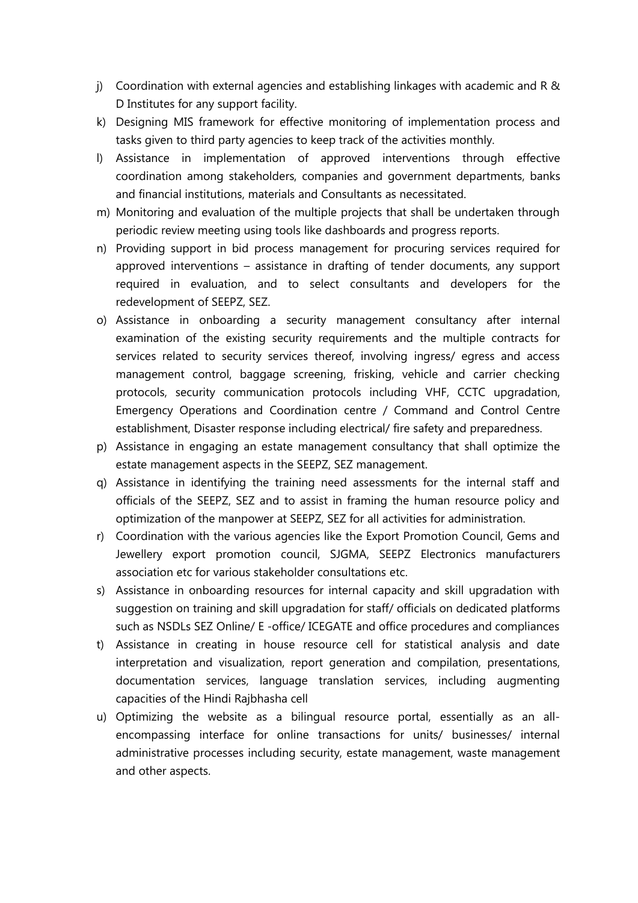j) Coordination with external agencies and establishing linkages with academic and R & D Institutes for any support facility.

k) Designing MIS framework for effective monitoring of implementation process and tasks given to third party agencies to keep track of the activities monthly.

l) Assistance in implementation of approved interventions through effective coordination among stakeholders, companies and government departments, banks and financial institutions, materials and Consultants as necessitated.

m) Monitoring and evaluation of the multiple projects that shall be undertaken through periodic review meeting using tools like dashboards and progress reports.

n) Providing support in bid process management for procuring services required for approved interventions – assistance in drafting of tender documents, any support required in evaluation, and to select consultants and developers for the redevelopment of SEEPZ, SEZ.

o) Assistance in onboarding a security management consultancy after internal examination of the existing security requirements and the multiple contracts for services related to security services thereof, involving ingress/ egress and access management control, baggage screening, frisking, vehicle and carrier checking protocols, security communication protocols including VHF, CCTC upgradation, Emergency Operations and Coordination centre / Command and Control Centre establishment, Disaster response including electrical/ fire safety and preparedness.

p) Assistance in engaging an estate management consultancy that shall optimize the estate management aspects in the SEEPZ, SEZ management.

q) Assistance in identifying the training need assessments for the internal staff and officials of the SEEPZ, SEZ and to assist in framing the human resource policy and optimization of the manpower at SEEPZ, SEZ for all activities for administration.

r) Coordination with the various agencies like the Export Promotion Council, Gems and Jewellery export promotion council, SJGMA, SEEPZ Electronics manufacturers association etc for various stakeholder consultations etc.

s) Assistance in onboarding resources for internal capacity and skill upgradation with suggestion on training and skill upgradation for staff/ officials on dedicated platforms such as NSDLs SEZ Online/ E -office/ ICEGATE and office procedures and compliances

t) Assistance in creating in house resource cell for statistical analysis and date interpretation and visualization, report generation and compilation, presentations, documentation services, language translation services, including augmenting capacities of the Hindi Rajbhasha cell

u) Optimizing the website as a bilingual resource portal, essentially as an all-encompassing interface for online transactions for units/ businesses/ internal administrative processes including security, estate management, waste management and other aspects.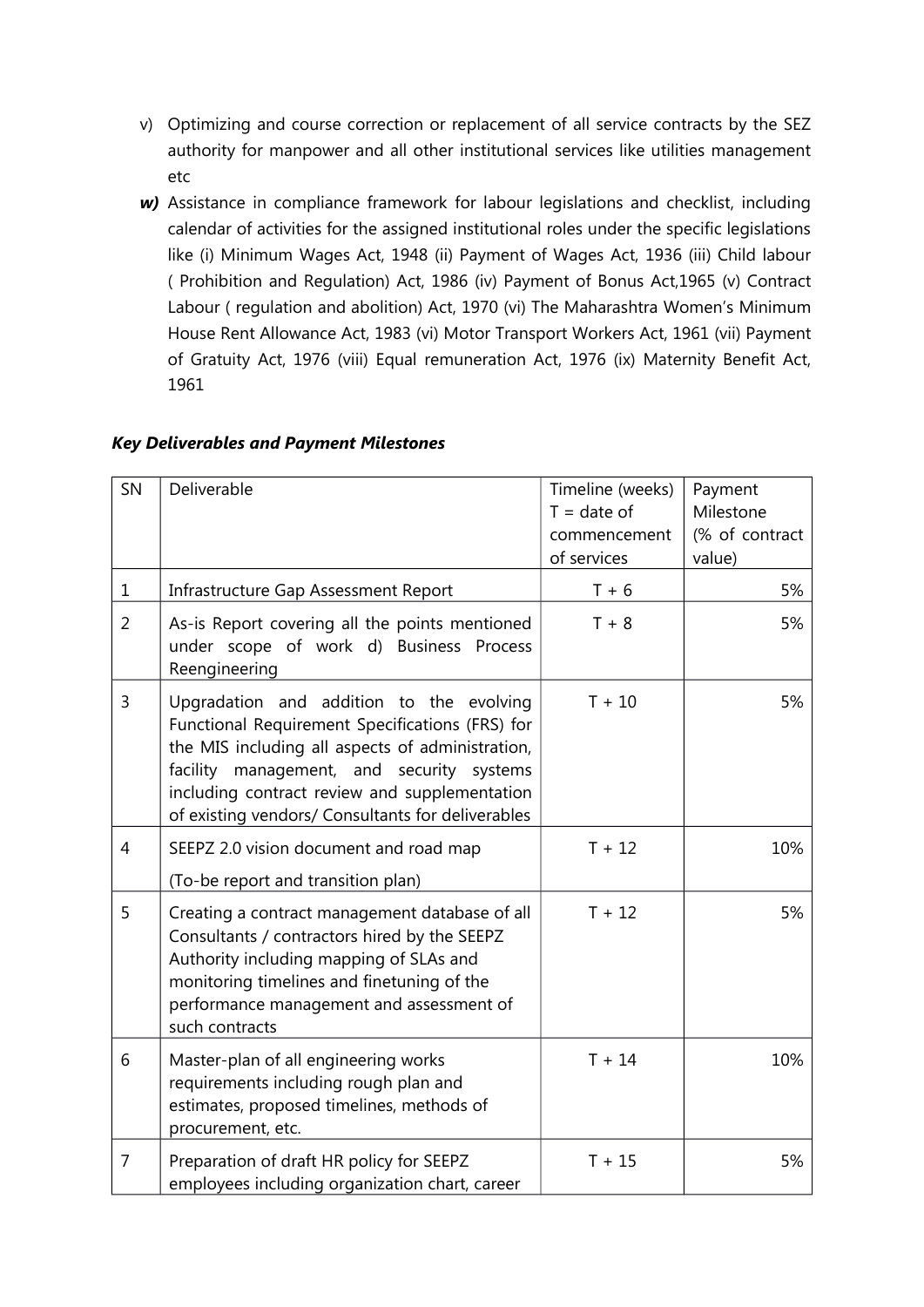v) Optimizing and course correction or replacement of all service contracts by the SEZ authority for manpower and all other institutional services like utilities management etc

***w)*** Assistance in compliance framework for labour legislations and checklist, including calendar of activities for the assigned institutional roles under the specific legislations like (i) Minimum Wages Act, 1948 (ii) Payment of Wages Act, 1936 (iii) Child labour ( Prohibition and Regulation) Act, 1986 (iv) Payment of Bonus Act,1965 (v) Contract Labour ( regulation and abolition) Act, 1970 (vi) The Maharashtra Women's Minimum House Rent Allowance Act, 1983 (vi) Motor Transport Workers Act, 1961 (vii) Payment of Gratuity Act, 1976 (viii) Equal remuneration Act, 1976 (ix) Maternity Benefit Act, 1961

***Key Deliverables and Payment Milestones***

| SN | Deliverable | Timeline (weeks) T = date of commencement of services | Payment Milestone (% of contract value) |
|---|---|---|---|
| 1 | Infrastructure Gap Assessment Report | T + 6 | 5% |
| 2 | As-is Report covering all the points mentioned under scope of work d) Business Process Reengineering | T + 8 | 5% |
| 3 | Upgradation and addition to the evolving Functional Requirement Specifications (FRS) for the MIS including all aspects of administration, facility management, and security systems including contract review and supplementation of existing vendors/ Consultants for deliverables | T + 10 | 5% |
| 4 | SEEPZ 2.0 vision document and road map (To-be report and transition plan) | T + 12 | 10% |
| 5 | Creating a contract management database of all Consultants / contractors hired by the SEEPZ Authority including mapping of SLAs and monitoring timelines and finetuning of the performance management and assessment of such contracts | T + 12 | 5% |
| 6 | Master-plan of all engineering works requirements including rough plan and estimates, proposed timelines, methods of procurement, etc. | T + 14 | 10% |
| 7 | Preparation of draft HR policy for SEEPZ employees including organization chart, career | T + 15 | 5% |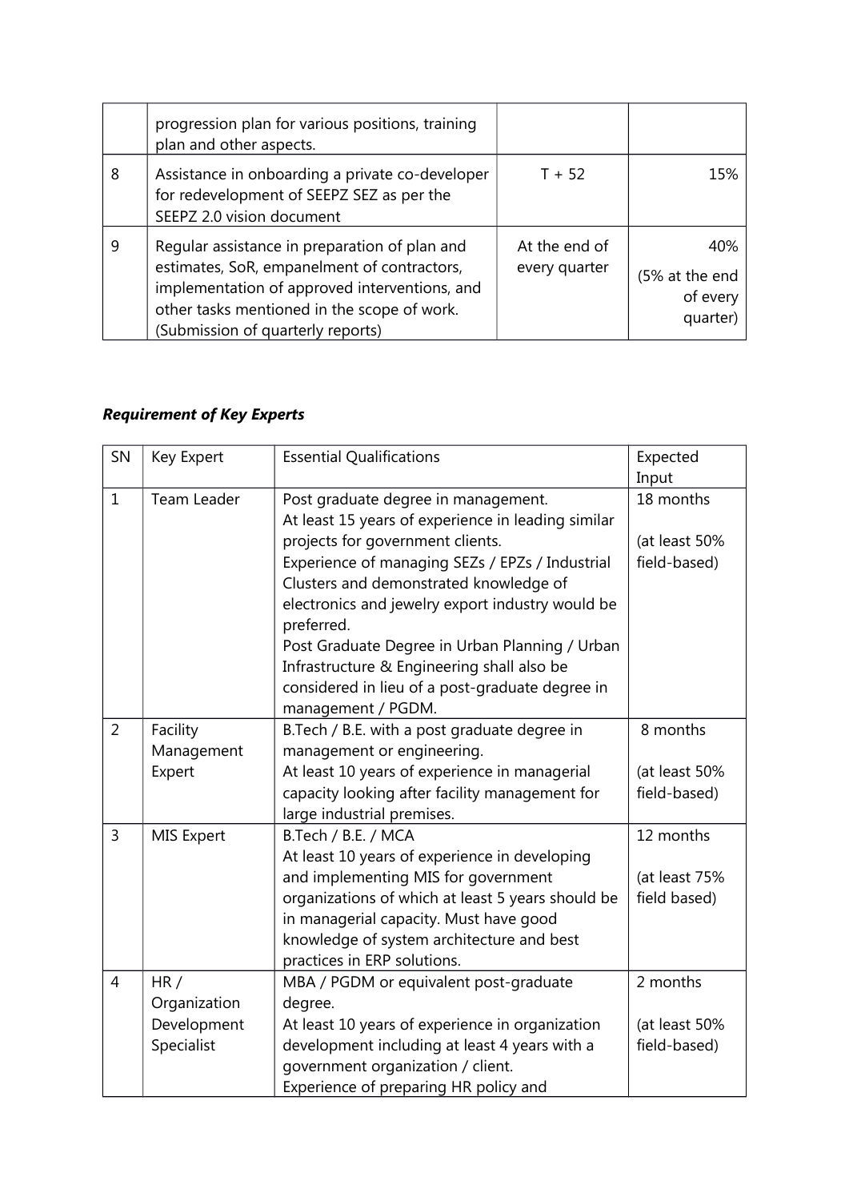|   | progression plan for various positions, training plan and other aspects. |   |   |
|---|---|---|---|
| 8 | Assistance in onboarding a private co-developer for redevelopment of SEEPZ SEZ as per the SEEPZ 2.0 vision document | T + 52 | 15% |
| 9 | Regular assistance in preparation of plan and estimates, SoR, empanelment of contractors, implementation of approved interventions, and other tasks mentioned in the scope of work. (Submission of quarterly reports) | At the end of every quarter | 40% (5% at the end of every quarter) |

### *Requirement of Key Experts*

| SN | Key Expert | Essential Qualifications | Expected Input |
|---|---|---|---|
| 1 | Team Leader | Post graduate degree in management. At least 15 years of experience in leading similar projects for government clients. Experience of managing SEZs / EPZs / Industrial Clusters and demonstrated knowledge of electronics and jewelry export industry would be preferred. Post Graduate Degree in Urban Planning / Urban Infrastructure & Engineering shall also be considered in lieu of a post-graduate degree in management / PGDM. | 18 months (at least 50% field-based) |
| 2 | Facility Management Expert | B.Tech / B.E. with a post graduate degree in management or engineering. At least 10 years of experience in managerial capacity looking after facility management for large industrial premises. | 8 months (at least 50% field-based) |
| 3 | MIS Expert | B.Tech / B.E. / MCA At least 10 years of experience in developing and implementing MIS for government organizations of which at least 5 years should be in managerial capacity. Must have good knowledge of system architecture and best practices in ERP solutions. | 12 months (at least 75% field based) |
| 4 | HR / Organization Development Specialist | MBA / PGDM or equivalent post-graduate degree. At least 10 years of experience in organization development including at least 4 years with a government organization / client. Experience of preparing HR policy and | 2 months (at least 50% field-based) |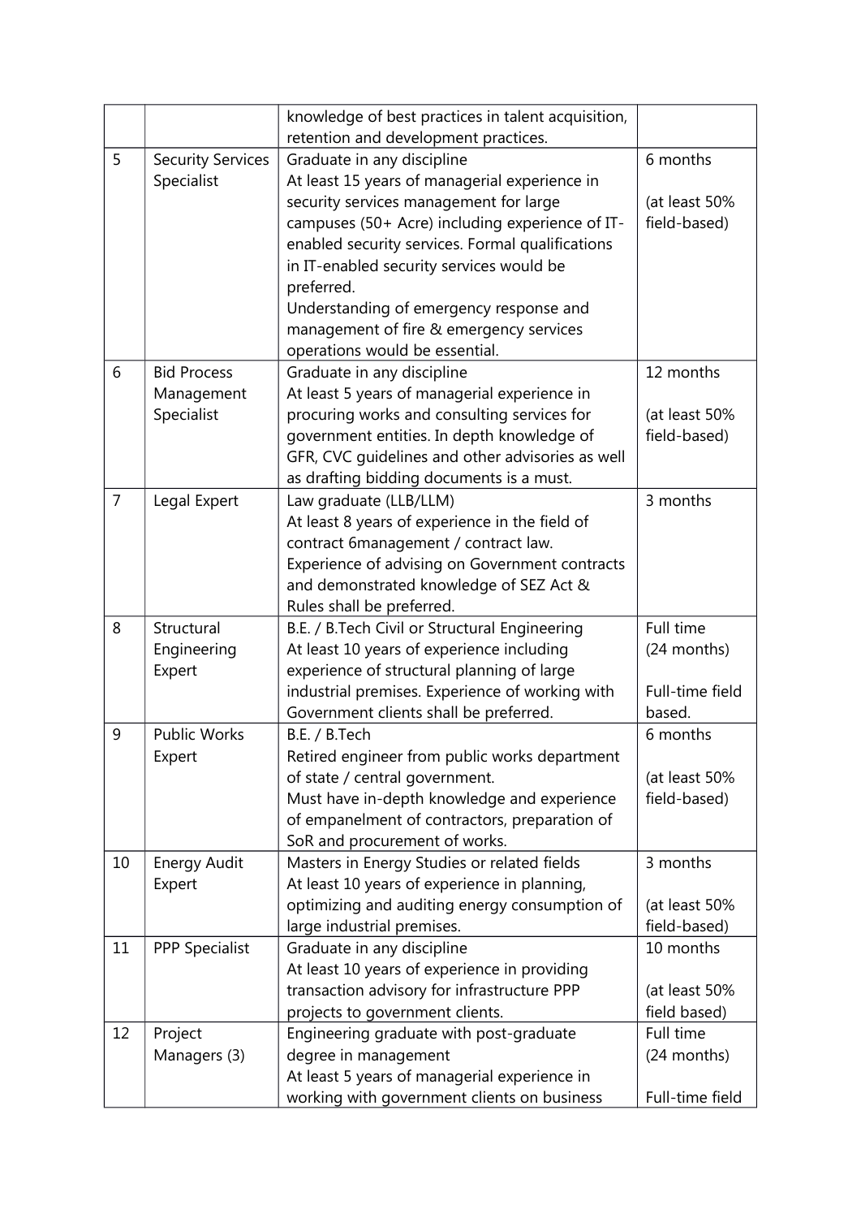|  |  | knowledge of best practices in talent acquisition, retention and development practices. |  |
|---|---|---|---|
| 5 | Security Services Specialist | Graduate in any discipline<br>At least 15 years of managerial experience in security services management for large campuses (50+ Acre) including experience of IT-enabled security services. Formal qualifications in IT-enabled security services would be preferred.<br>Understanding of emergency response and management of fire & emergency services operations would be essential. | 6 months<br><br>(at least 50% field-based) |
| 6 | Bid Process Management Specialist | Graduate in any discipline<br>At least 5 years of managerial experience in procuring works and consulting services for government entities. In depth knowledge of GFR, CVC guidelines and other advisories as well as drafting bidding documents is a must. | 12 months<br><br>(at least 50% field-based) |
| 7 | Legal Expert | Law graduate (LLB/LLM)<br>At least 8 years of experience in the field of contract 6management / contract law.<br>Experience of advising on Government contracts and demonstrated knowledge of SEZ Act & Rules shall be preferred. | 3 months |
| 8 | Structural Engineering Expert | B.E. / B.Tech Civil or Structural Engineering<br>At least 10 years of experience including experience of structural planning of large industrial premises. Experience of working with Government clients shall be preferred. | Full time (24 months)<br><br>Full-time field based. |
| 9 | Public Works Expert | B.E. / B.Tech<br>Retired engineer from public works department of state / central government.<br>Must have in-depth knowledge and experience of empanelment of contractors, preparation of SoR and procurement of works. | 6 months<br><br>(at least 50% field-based) |
| 10 | Energy Audit Expert | Masters in Energy Studies or related fields<br>At least 10 years of experience in planning, optimizing and auditing energy consumption of large industrial premises. | 3 months<br><br>(at least 50% field-based) |
| 11 | PPP Specialist | Graduate in any discipline<br>At least 10 years of experience in providing transaction advisory for infrastructure PPP projects to government clients. | 10 months<br><br>(at least 50% field based) |
| 12 | Project Managers (3) | Engineering graduate with post-graduate degree in management<br>At least 5 years of managerial experience in working with government clients on business | Full time (24 months)<br><br>Full-time field |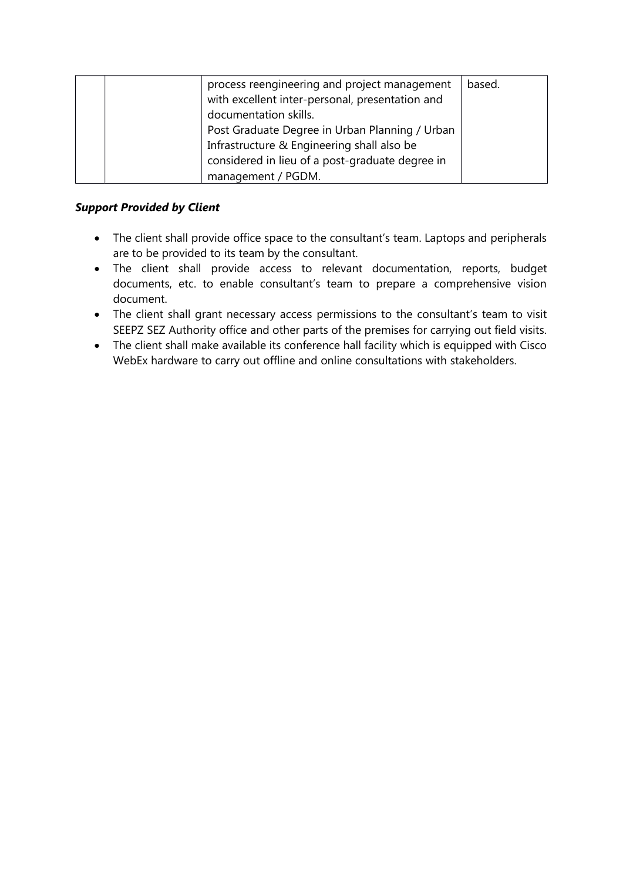| | | | |
|---|---|---|---|
| | | process reengineering and project management with excellent inter-personal, presentation and documentation skills.<br>Post Graduate Degree in Urban Planning / Urban Infrastructure & Engineering shall also be considered in lieu of a post-graduate degree in management / PGDM. | based. |

***Support Provided by Client***

- The client shall provide office space to the consultant's team. Laptops and peripherals are to be provided to its team by the consultant.
- The client shall provide access to relevant documentation, reports, budget documents, etc. to enable consultant's team to prepare a comprehensive vision document.
- The client shall grant necessary access permissions to the consultant's team to visit SEEPZ SEZ Authority office and other parts of the premises for carrying out field visits.
- The client shall make available its conference hall facility which is equipped with Cisco WebEx hardware to carry out offline and online consultations with stakeholders.